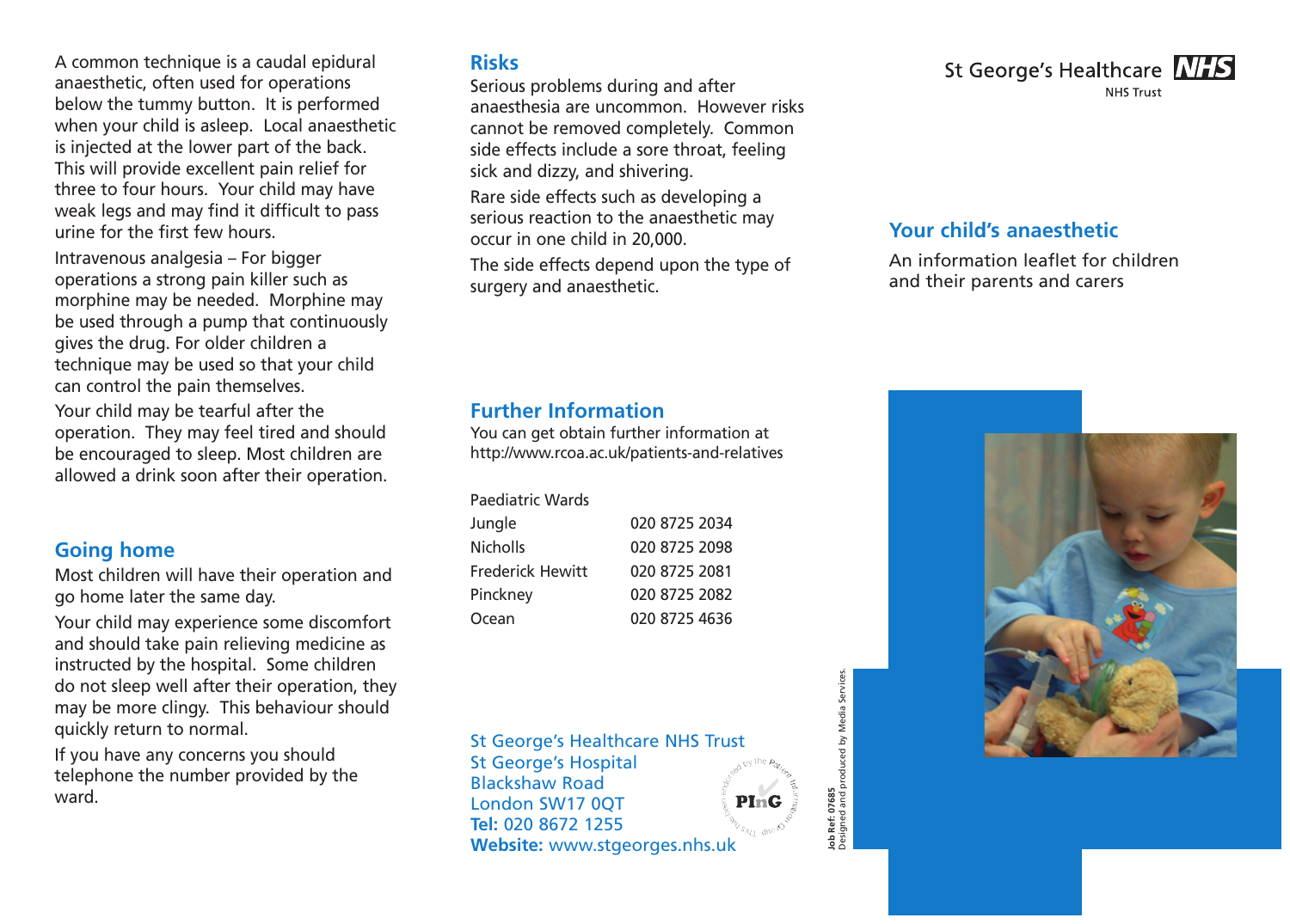A common technique is a caudal epidural anaesthetic, often used for operations below the tummy button. It is performed when your child is asleep. Local anaesthetic is injected at the lower part of the back. This will provide excellent pain relief for three to four hours. Your child may have weak legs and may find it difficult to pass urine for the first few hours.

Intravenous analgesia – For bigger operations a strong pain killer such as morphine may be needed. Morphine may be used through a pump that continuously gives the drug. For older children a technique may be used so that your child can control the pain themselves.

Your child may be tearful after the operation. They may feel tired and should be encouraged to sleep. Most children are allowed a drink soon after their operation.

## Going home

Most children will have their operation and go home later the same day.

Your child may experience some discomfort and should take pain relieving medicine as instructed by the hospital. Some children do not sleep well after their operation, they may be more clingy. This behaviour should quickly return to normal.

If you have any concerns you should telephone the number provided by the ward.

## Risks

Serious problems during and after anaesthesia are uncommon. However risks cannot be removed completely. Common side effects include a sore throat, feeling sick and dizzy, and shivering.

Rare side effects such as developing a serious reaction to the anaesthetic may occur in one child in 20,000.

The side effects depend upon the type of surgery and anaesthetic.

## Further Information

You can get obtain further information at http://www.rcoa.ac.uk/patients-and-relatives

| Paediatric Wards | |
|---|---|
| Jungle | 020 8725 2034 |
| Nicholls | 020 8725 2098 |
| Frederick Hewitt | 020 8725 2081 |
| Pinckney | 020 8725 2082 |
| Ocean | 020 8725 4636 |

St George's Healthcare NHS Trust
St George's Hospital
Blackshaw Road
London SW17 0QT
**Tel:** 020 8672 1255
**Website:** www.stgeorges.nhs.uk

This has been endorsed by the Patient Information Group PInG

**Job Ref: 07685**
Designed and produced by Media Services.

St George's Healthcare NHS Trust

# Your child's anaesthetic

An information leaflet for children and their parents and carers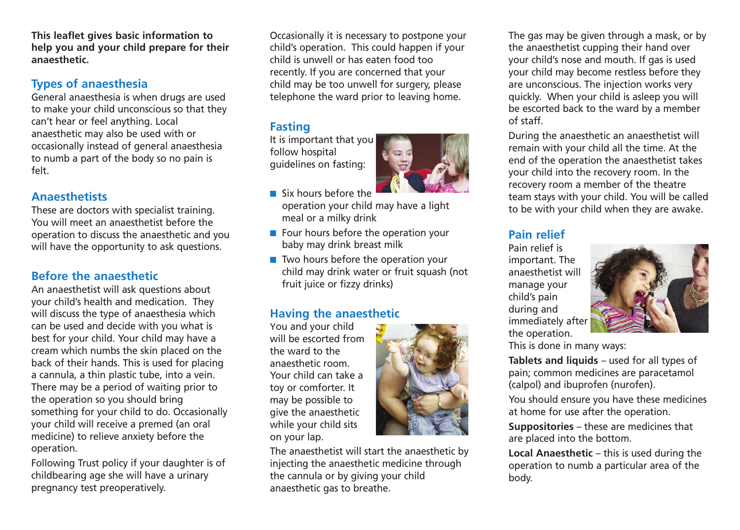**This leaflet gives basic information to help you and your child prepare for their anaesthetic.**

## Types of anaesthesia

General anaesthesia is when drugs are used to make your child unconscious so that they can't hear or feel anything. Local anaesthetic may also be used with or occasionally instead of general anaesthesia to numb a part of the body so no pain is felt.

## Anaesthetists

These are doctors with specialist training. You will meet an anaesthetist before the operation to discuss the anaesthetic and you will have the opportunity to ask questions.

## Before the anaesthetic

An anaesthetist will ask questions about your child's health and medication. They will discuss the type of anaesthesia which can be used and decide with you what is best for your child. Your child may have a cream which numbs the skin placed on the back of their hands. This is used for placing a cannula, a thin plastic tube, into a vein. There may be a period of waiting prior to the operation so you should bring something for your child to do. Occasionally your child will receive a premed (an oral medicine) to relieve anxiety before the operation.

Following Trust policy if your daughter is of childbearing age she will have a urinary pregnancy test preoperatively.

Occasionally it is necessary to postpone your child's operation. This could happen if your child is unwell or has eaten food too recently. If you are concerned that your child may be too unwell for surgery, please telephone the ward prior to leaving home.

## Fasting

It is important that you follow hospital guidelines on fasting:

- Six hours before the operation your child may have a light meal or a milky drink
- Four hours before the operation your baby may drink breast milk
- Two hours before the operation your child may drink water or fruit squash (not fruit juice or fizzy drinks)

## Having the anaesthetic

You and your child will be escorted from the ward to the anaesthetic room. Your child can take a toy or comforter. It may be possible to give the anaesthetic while your child sits on your lap.

The anaesthetist will start the anaesthetic by injecting the anaesthetic medicine through the cannula or by giving your child anaesthetic gas to breathe.

The gas may be given through a mask, or by the anaesthetist cupping their hand over your child's nose and mouth. If gas is used your child may become restless before they are unconscious. The injection works very quickly. When your child is asleep you will be escorted back to the ward by a member of staff.

During the anaesthetic an anaesthetist will remain with your child all the time. At the end of the operation the anaesthetist takes your child into the recovery room. In the recovery room a member of the theatre team stays with your child. You will be called to be with your child when they are awake.

## Pain relief

Pain relief is important. The anaesthetist will manage your child's pain during and immediately after the operation. This is done in many ways:

**Tablets and liquids** – used for all types of pain; common medicines are paracetamol (calpol) and ibuprofen (nurofen).

You should ensure you have these medicines at home for use after the operation.

**Suppositories** – these are medicines that are placed into the bottom.

**Local Anaesthetic** – this is used during the operation to numb a particular area of the body.